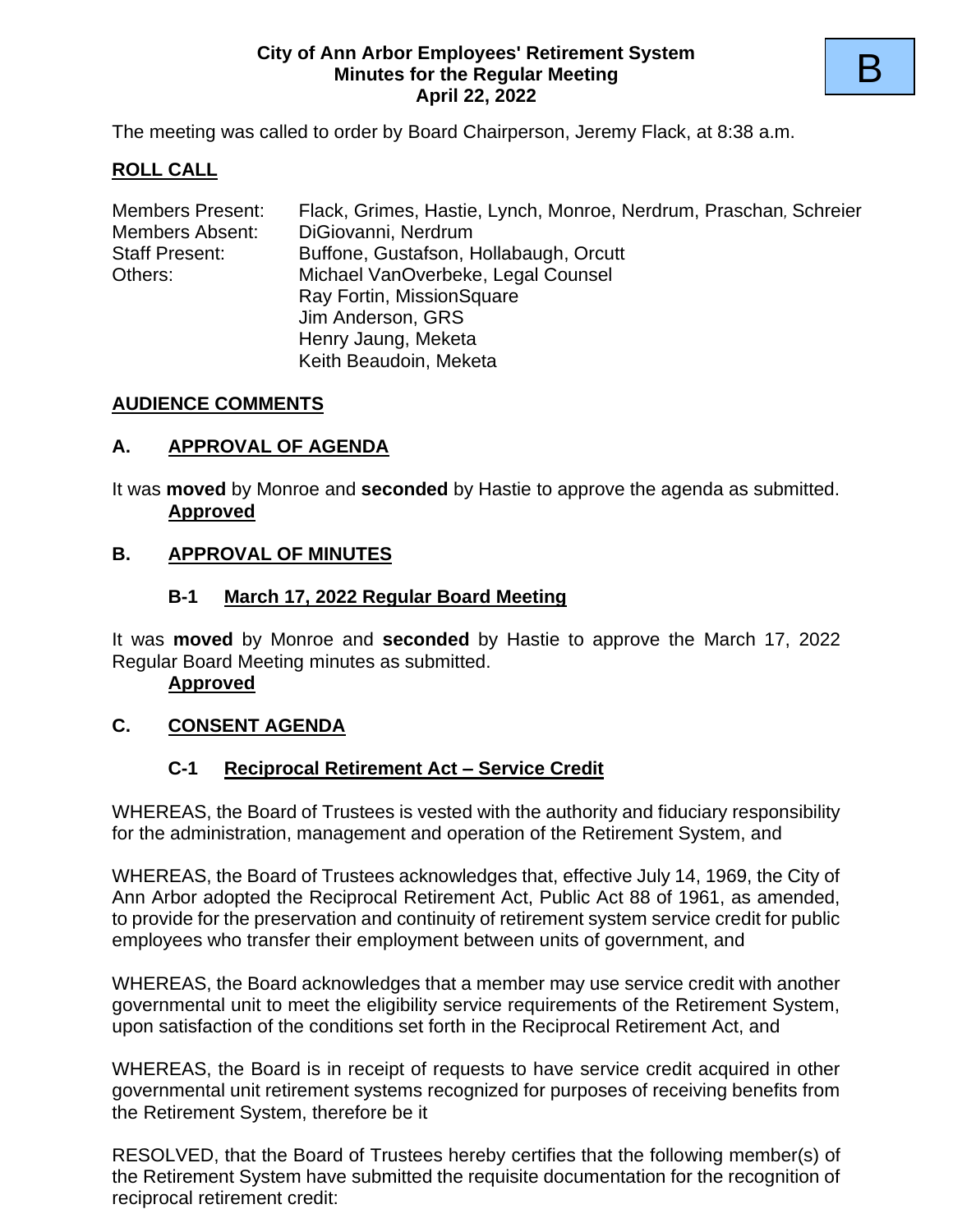B

**City of Ann Arbor Employees' Retirement System**
**Minutes for the Regular Meeting**
**April 22, 2022**

The meeting was called to order by Board Chairperson, Jeremy Flack, at 8:38 a.m.

## ROLL CALL

| | |
|---|---|
| Members Present: | Flack, Grimes, Hastie, Lynch, Monroe, Nerdrum, Praschan, Schreier |
| Members Absent: | DiGiovanni, Nerdrum |
| Staff Present: | Buffone, Gustafson, Hollabaugh, Orcutt |
| Others: | Michael VanOverbeke, Legal Counsel<br>Ray Fortin, MissionSquare<br>Jim Anderson, GRS<br>Henry Jaung, Meketa<br>Keith Beaudoin, Meketa |

## AUDIENCE COMMENTS

## A. APPROVAL OF AGENDA

It was **moved** by Monroe and **seconded** by Hastie to approve the agenda as submitted.
**Approved**

## B. APPROVAL OF MINUTES

### B-1 March 17, 2022 Regular Board Meeting

It was **moved** by Monroe and **seconded** by Hastie to approve the March 17, 2022 Regular Board Meeting minutes as submitted.
**Approved**

## C. CONSENT AGENDA

### C-1 Reciprocal Retirement Act – Service Credit

WHEREAS, the Board of Trustees is vested with the authority and fiduciary responsibility for the administration, management and operation of the Retirement System, and

WHEREAS, the Board of Trustees acknowledges that, effective July 14, 1969, the City of Ann Arbor adopted the Reciprocal Retirement Act, Public Act 88 of 1961, as amended, to provide for the preservation and continuity of retirement system service credit for public employees who transfer their employment between units of government, and

WHEREAS, the Board acknowledges that a member may use service credit with another governmental unit to meet the eligibility service requirements of the Retirement System, upon satisfaction of the conditions set forth in the Reciprocal Retirement Act, and

WHEREAS, the Board is in receipt of requests to have service credit acquired in other governmental unit retirement systems recognized for purposes of receiving benefits from the Retirement System, therefore be it

RESOLVED, that the Board of Trustees hereby certifies that the following member(s) of the Retirement System have submitted the requisite documentation for the recognition of reciprocal retirement credit: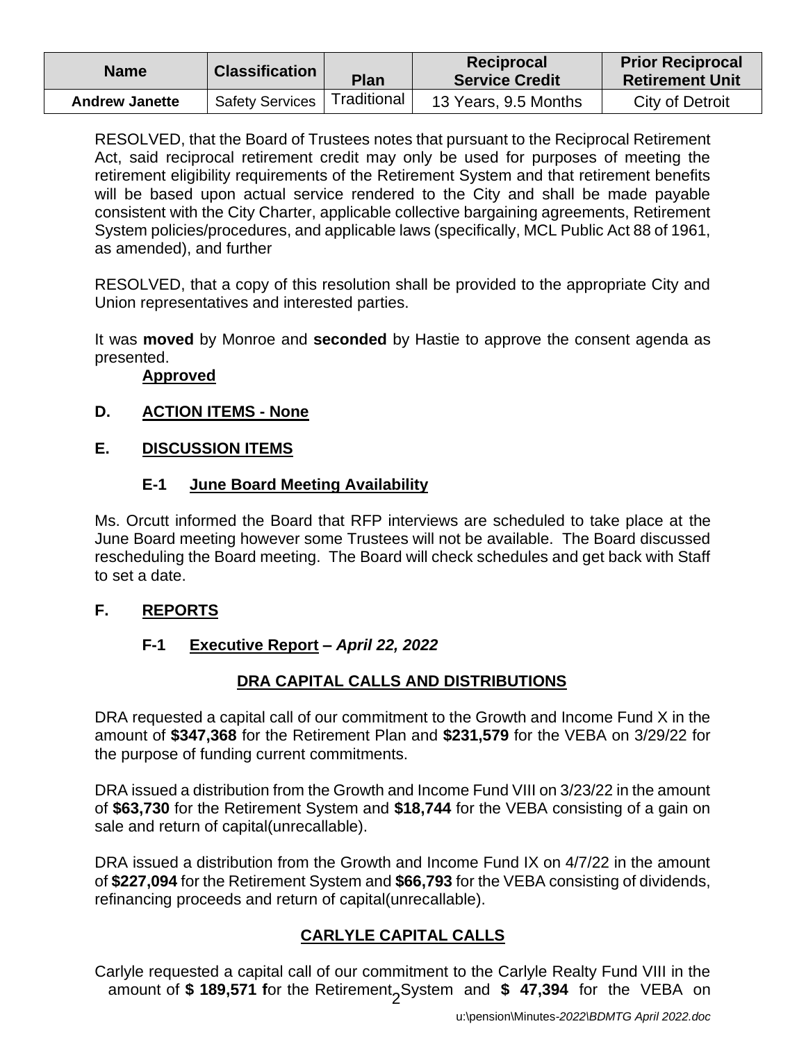| Name | Classification | Plan | Reciprocal Service Credit | Prior Reciprocal Retirement Unit |
|---|---|---|---|---|
| **Andrew Janette** | Safety Services | Traditional | 13 Years, 9.5 Months | City of Detroit |

RESOLVED, that the Board of Trustees notes that pursuant to the Reciprocal Retirement Act, said reciprocal retirement credit may only be used for purposes of meeting the retirement eligibility requirements of the Retirement System and that retirement benefits will be based upon actual service rendered to the City and shall be made payable consistent with the City Charter, applicable collective bargaining agreements, Retirement System policies/procedures, and applicable laws (specifically, MCL Public Act 88 of 1961, as amended), and further

RESOLVED, that a copy of this resolution shall be provided to the appropriate City and Union representatives and interested parties.

It was **moved** by Monroe and **seconded** by Hastie to approve the consent agenda as presented.

**Approved**

## D. ACTION ITEMS - None

## E. DISCUSSION ITEMS

### E-1 June Board Meeting Availability

Ms. Orcutt informed the Board that RFP interviews are scheduled to take place at the June Board meeting however some Trustees will not be available. The Board discussed rescheduling the Board meeting. The Board will check schedules and get back with Staff to set a date.

## F. REPORTS

### F-1 Executive Report – *April 22, 2022*

**DRA CAPITAL CALLS AND DISTRIBUTIONS**

DRA requested a capital call of our commitment to the Growth and Income Fund X in the amount of **$347,368** for the Retirement Plan and **$231,579** for the VEBA on 3/29/22 for the purpose of funding current commitments.

DRA issued a distribution from the Growth and Income Fund VIII on 3/23/22 in the amount of **$63,730** for the Retirement System and **$18,744** for the VEBA consisting of a gain on sale and return of capital(unrecallable).

DRA issued a distribution from the Growth and Income Fund IX on 4/7/22 in the amount of **$227,094** for the Retirement System and **$66,793** for the VEBA consisting of dividends, refinancing proceeds and return of capital(unrecallable).

**CARLYLE CAPITAL CALLS**

Carlyle requested a capital call of our commitment to the Carlyle Realty Fund VIII in the amount of **$ 189,571 f**or the Retirement System and **$ 47,394** for the VEBA on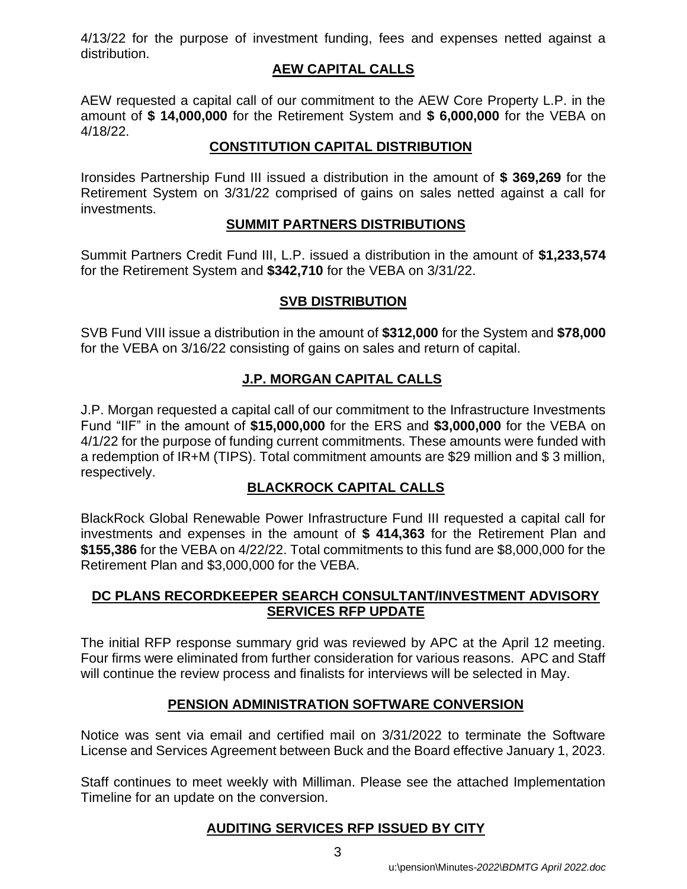4/13/22 for the purpose of investment funding, fees and expenses netted against a distribution.

## AEW CAPITAL CALLS

AEW requested a capital call of our commitment to the AEW Core Property L.P. in the amount of **$ 14,000,000** for the Retirement System and **$ 6,000,000** for the VEBA on 4/18/22.

## CONSTITUTION CAPITAL DISTRIBUTION

Ironsides Partnership Fund III issued a distribution in the amount of **$ 369,269** for the Retirement System on 3/31/22 comprised of gains on sales netted against a call for investments.

## SUMMIT PARTNERS DISTRIBUTIONS

Summit Partners Credit Fund III, L.P. issued a distribution in the amount of **$1,233,574** for the Retirement System and **$342,710** for the VEBA on 3/31/22.

## SVB DISTRIBUTION

SVB Fund VIII issue a distribution in the amount of **$312,000** for the System and **$78,000** for the VEBA on 3/16/22 consisting of gains on sales and return of capital.

## J.P. MORGAN CAPITAL CALLS

J.P. Morgan requested a capital call of our commitment to the Infrastructure Investments Fund "IIF" in the amount of **$15,000,000** for the ERS and **$3,000,000** for the VEBA on 4/1/22 for the purpose of funding current commitments. These amounts were funded with a redemption of IR+M (TIPS). Total commitment amounts are $29 million and $ 3 million, respectively.

## BLACKROCK CAPITAL CALLS

BlackRock Global Renewable Power Infrastructure Fund III requested a capital call for investments and expenses in the amount of **$ 414,363** for the Retirement Plan and **$155,386** for the VEBA on 4/22/22. Total commitments to this fund are $8,000,000 for the Retirement Plan and $3,000,000 for the VEBA.

## DC PLANS RECORDKEEPER SEARCH CONSULTANT/INVESTMENT ADVISORY SERVICES RFP UPDATE

The initial RFP response summary grid was reviewed by APC at the April 12 meeting. Four firms were eliminated from further consideration for various reasons. APC and Staff will continue the review process and finalists for interviews will be selected in May.

## PENSION ADMINISTRATION SOFTWARE CONVERSION

Notice was sent via email and certified mail on 3/31/2022 to terminate the Software License and Services Agreement between Buck and the Board effective January 1, 2023.

Staff continues to meet weekly with Milliman. Please see the attached Implementation Timeline for an update on the conversion.

## AUDITING SERVICES RFP ISSUED BY CITY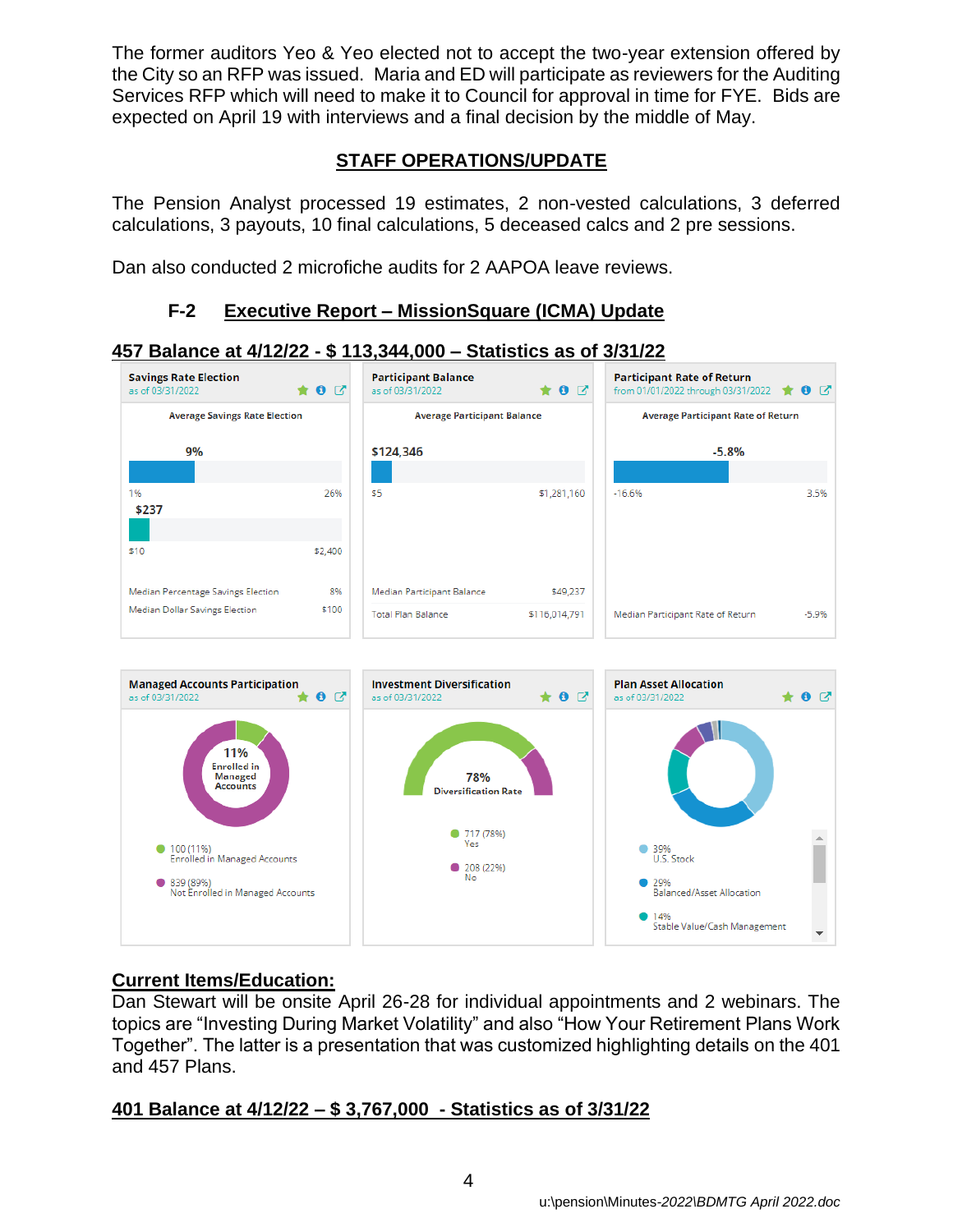The former auditors Yeo & Yeo elected not to accept the two-year extension offered by the City so an RFP was issued. Maria and ED will participate as reviewers for the Auditing Services RFP which will need to make it to Council for approval in time for FYE. Bids are expected on April 19 with interviews and a final decision by the middle of May.

## STAFF OPERATIONS/UPDATE

The Pension Analyst processed 19 estimates, 2 non-vested calculations, 3 deferred calculations, 3 payouts, 10 final calculations, 5 deceased calcs and 2 pre sessions.

Dan also conducted 2 microfiche audits for 2 AAPOA leave reviews.

### F-2 Executive Report – MissionSquare (ICMA) Update

**457 Balance at 4/12/22 - $ 113,344,000 – Statistics as of 3/31/22**

**Savings Rate Election** (as of 03/31/2022)

Average Savings Rate Election

9% (range 1% – 26%)

$237 (range $10 – $2,400)

Median Percentage Savings Election: 8%

Median Dollar Savings Election: $100

**Participant Balance** (as of 03/31/2022)

Average Participant Balance

$124,346 (range $5 – $1,281,160)

Median Participant Balance: $49,237

Total Plan Balance: $116,014,791

**Participant Rate of Return** (from 01/01/2022 through 03/31/2022)

Average Participant Rate of Return

-5.8% (range -16.6% – 3.5%)

Median Participant Rate of Return: -5.9%

**Managed Accounts Participation** (as of 03/31/2022)

11% Enrolled in Managed Accounts

- 100 (11%) Enrolled in Managed Accounts
- 839 (89%) Not Enrolled in Managed Accounts

**Investment Diversification** (as of 03/31/2022)

78% Diversification Rate

- 717 (78%) Yes
- 208 (22%) No

**Plan Asset Allocation** (as of 03/31/2022)

- 39% U.S. Stock
- 29% Balanced/Asset Allocation
- 14% Stable Value/Cash Management

**Current Items/Education:**

Dan Stewart will be onsite April 26-28 for individual appointments and 2 webinars. The topics are “Investing During Market Volatility” and also “How Your Retirement Plans Work Together”. The latter is a presentation that was customized highlighting details on the 401 and 457 Plans.

**401 Balance at 4/12/22 – $ 3,767,000 - Statistics as of 3/31/22**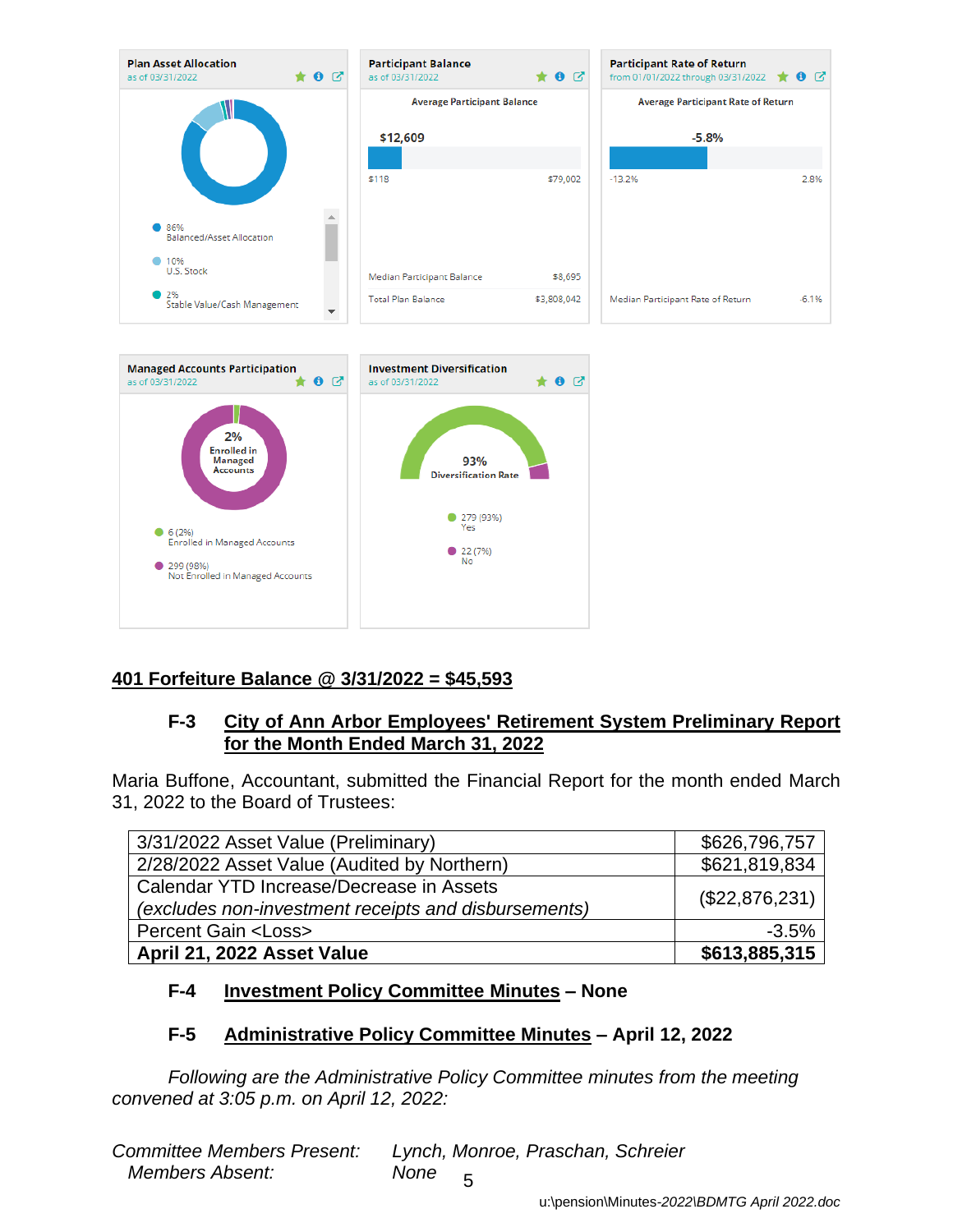**Plan Asset Allocation**
as of 03/31/2022

- 86% Balanced/Asset Allocation
- 10% U.S. Stock
- 2% Stable Value/Cash Management

**Participant Balance**
as of 03/31/2022

Average Participant Balance

$12,609

$118 — $79,002

| | |
|---|---|
| Median Participant Balance | $8,695 |
| Total Plan Balance | $3,808,042 |

**Participant Rate of Return**
from 01/01/2022 through 03/31/2022

Average Participant Rate of Return

-5.8%

-13.2% — 2.8%

| | |
|---|---|
| Median Participant Rate of Return | -6.1% |

**Managed Accounts Participation**
as of 03/31/2022

2% Enrolled in Managed Accounts

- 6 (2%) Enrolled in Managed Accounts
- 299 (98%) Not Enrolled in Managed Accounts

**Investment Diversification**
as of 03/31/2022

93% Diversification Rate

- 279 (93%) Yes
- 22 (7%) No

**<u>401 Forfeiture Balance @ 3/31/2022 = $45,593</u>**

**F-3 <u>City of Ann Arbor Employees' Retirement System Preliminary Report for the Month Ended March 31, 2022</u>**

Maria Buffone, Accountant, submitted the Financial Report for the month ended March 31, 2022 to the Board of Trustees:

| | |
|---|---|
| 3/31/2022 Asset Value (Preliminary) | $626,796,757 |
| 2/28/2022 Asset Value (Audited by Northern) | $621,819,834 |
| Calendar YTD Increase/Decrease in Assets *(excludes non-investment receipts and disbursements)* | ($22,876,231) |
| Percent Gain <Loss> | -3.5% |
| **April 21, 2022 Asset Value** | **$613,885,315** |

**F-4 <u>Investment Policy Committee Minutes</u> – None**

**F-5 <u>Administrative Policy Committee Minutes</u> – April 12, 2022**

*Following are the Administrative Policy Committee minutes from the meeting convened at 3:05 p.m. on April 12, 2022:*

*Committee Members Present:* *Lynch, Monroe, Praschan, Schreier*
*Members Absent:* *None*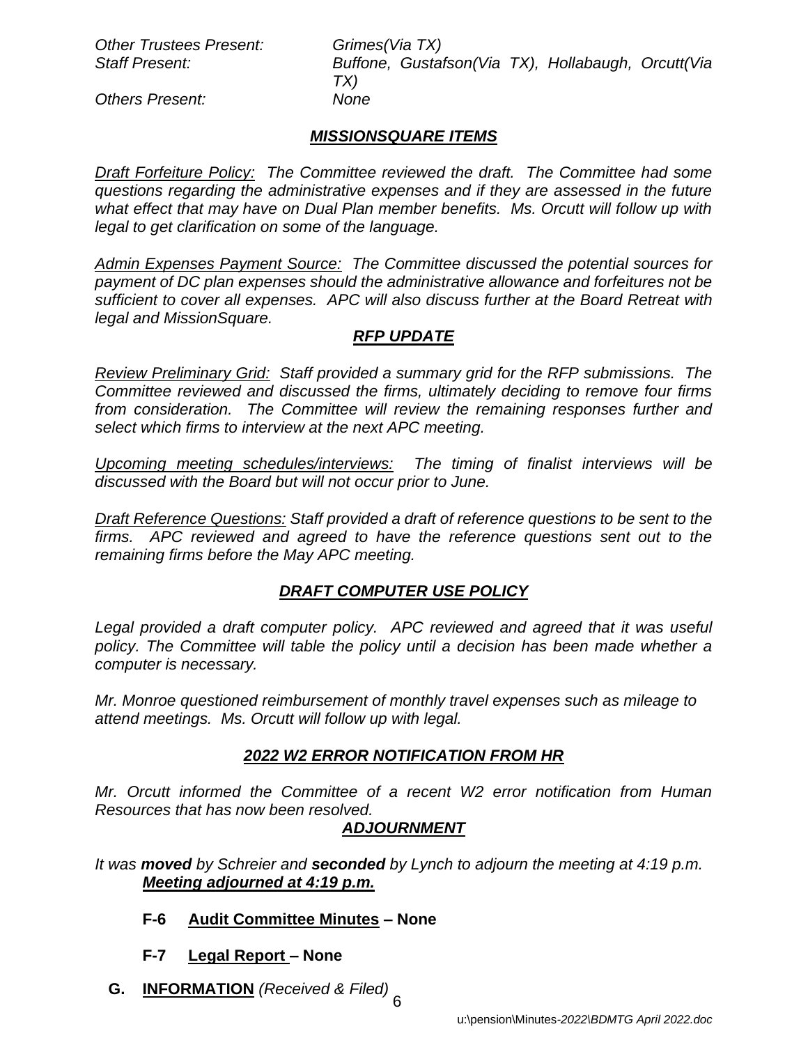*Other Trustees Present:* *Grimes(Via TX)*
*Staff Present:* *Buffone, Gustafson(Via TX), Hollabaugh, Orcutt(Via TX)*
*Others Present:* *None*

***MISSIONSQUARE ITEMS***

*Draft Forfeiture Policy: The Committee reviewed the draft. The Committee had some questions regarding the administrative expenses and if they are assessed in the future what effect that may have on Dual Plan member benefits. Ms. Orcutt will follow up with legal to get clarification on some of the language.*

*Admin Expenses Payment Source: The Committee discussed the potential sources for payment of DC plan expenses should the administrative allowance and forfeitures not be sufficient to cover all expenses. APC will also discuss further at the Board Retreat with legal and MissionSquare.*

***RFP UPDATE***

*Review Preliminary Grid: Staff provided a summary grid for the RFP submissions. The Committee reviewed and discussed the firms, ultimately deciding to remove four firms from consideration. The Committee will review the remaining responses further and select which firms to interview at the next APC meeting.*

*Upcoming meeting schedules/interviews: The timing of finalist interviews will be discussed with the Board but will not occur prior to June.*

*Draft Reference Questions: Staff provided a draft of reference questions to be sent to the firms. APC reviewed and agreed to have the reference questions sent out to the remaining firms before the May APC meeting.*

***DRAFT COMPUTER USE POLICY***

*Legal provided a draft computer policy. APC reviewed and agreed that it was useful policy. The Committee will table the policy until a decision has been made whether a computer is necessary.*

*Mr. Monroe questioned reimbursement of monthly travel expenses such as mileage to attend meetings. Ms. Orcutt will follow up with legal.*

***2022 W2 ERROR NOTIFICATION FROM HR***

*Mr. Orcutt informed the Committee of a recent W2 error notification from Human Resources that has now been resolved.*

***ADJOURNMENT***

*It was **moved** by Schreier and **seconded** by Lynch to adjourn the meeting at 4:19 p.m.*
***Meeting adjourned at 4:19 p.m.***

**F-6 Audit Committee Minutes – None**

**F-7 Legal Report – None**

**G. INFORMATION** *(Received & Filed)*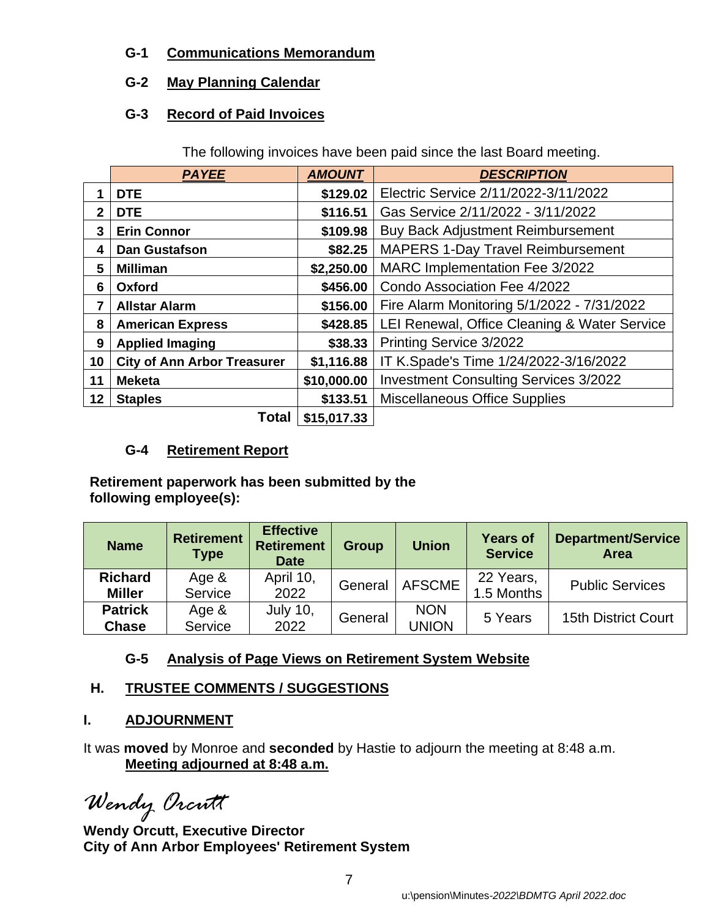**G-1 Communications Memorandum**

**G-2 May Planning Calendar**

**G-3 Record of Paid Invoices**

The following invoices have been paid since the last Board meeting.

| | ***PAYEE*** | ***AMOUNT*** | ***DESCRIPTION*** |
|---|---|---|---|
| 1 | **DTE** | **$129.02** | Electric Service 2/11/2022-3/11/2022 |
| 2 | **DTE** | **$116.51** | Gas Service 2/11/2022 - 3/11/2022 |
| 3 | **Erin Connor** | **$109.98** | Buy Back Adjustment Reimbursement |
| 4 | **Dan Gustafson** | **$82.25** | MAPERS 1-Day Travel Reimbursement |
| 5 | **Milliman** | **$2,250.00** | MARC Implementation Fee 3/2022 |
| 6 | **Oxford** | **$456.00** | Condo Association Fee 4/2022 |
| 7 | **Allstar Alarm** | **$156.00** | Fire Alarm Monitoring 5/1/2022 - 7/31/2022 |
| 8 | **American Express** | **$428.85** | LEI Renewal, Office Cleaning & Water Service |
| 9 | **Applied Imaging** | **$38.33** | Printing Service 3/2022 |
| 10 | **City of Ann Arbor Treasurer** | **$1,116.88** | IT K.Spade's Time 1/24/2022-3/16/2022 |
| 11 | **Meketa** | **$10,000.00** | Investment Consulting Services 3/2022 |
| 12 | **Staples** | **$133.51** | Miscellaneous Office Supplies |
| | **Total** | **$15,017.33** | |

**G-4 Retirement Report**

**Retirement paperwork has been submitted by the following employee(s):**

| Name | Retirement Type | Effective Retirement Date | Group | Union | Years of Service | Department/Service Area |
|---|---|---|---|---|---|---|
| **Richard Miller** | Age & Service | April 10, 2022 | General | AFSCME | 22 Years, 1.5 Months | Public Services |
| **Patrick Chase** | Age & Service | July 10, 2022 | General | NON UNION | 5 Years | 15th District Court |

**G-5 Analysis of Page Views on Retirement System Website**

## H. TRUSTEE COMMENTS / SUGGESTIONS

## I. ADJOURNMENT

It was **moved** by Monroe and **seconded** by Hastie to adjourn the meeting at 8:48 a.m.
**Meeting adjourned at 8:48 a.m.**

*Wendy Orcutt*

**Wendy Orcutt, Executive Director**
**City of Ann Arbor Employees' Retirement System**

u:\pension\Minutes-*2022\BDMTG April 2022.doc*